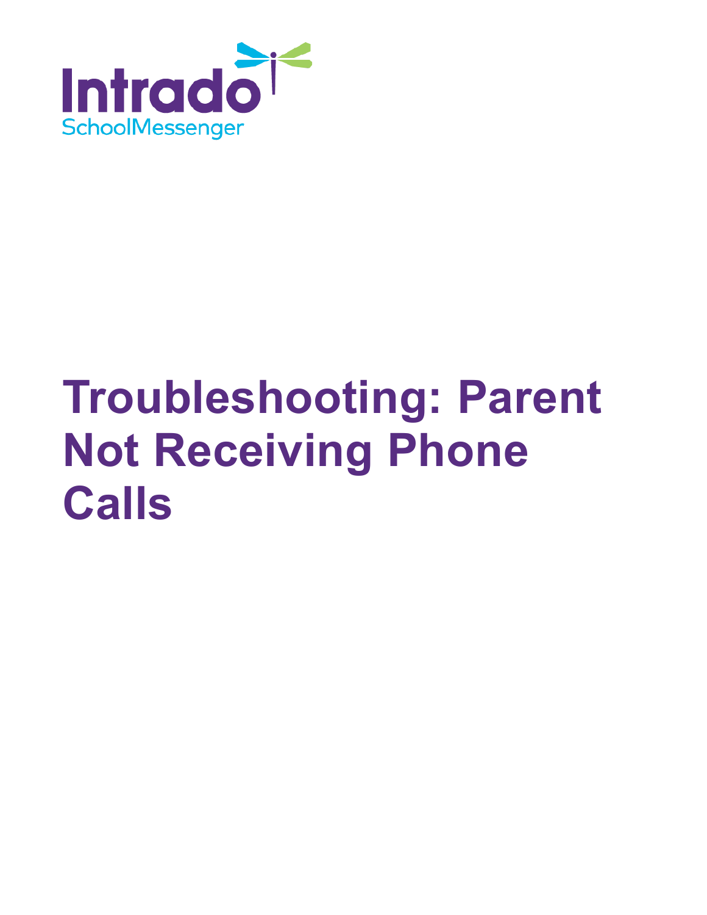Intrado

SchoolMessenger

# Troubleshooting: Parent Not Receiving Phone Calls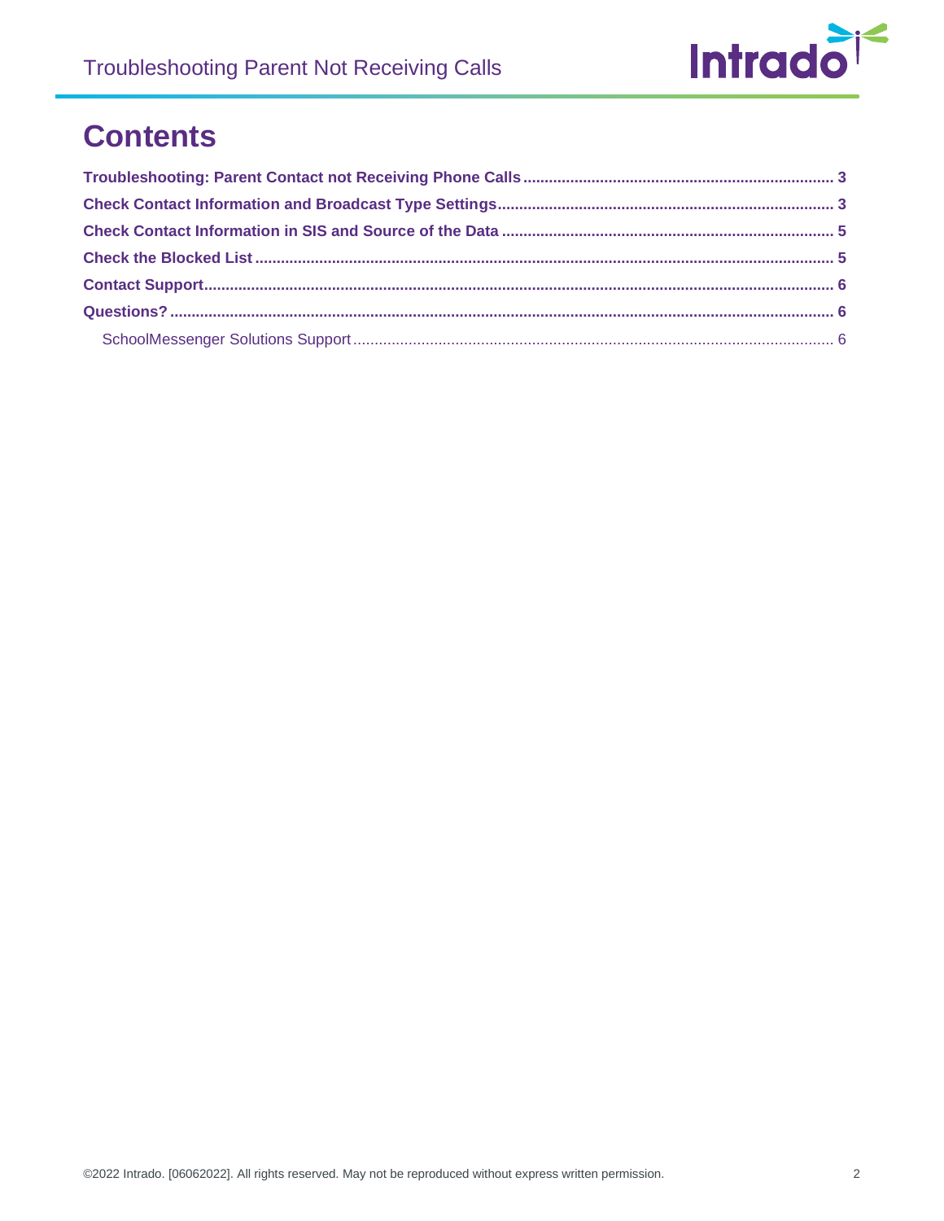# Contents

**Troubleshooting: Parent Contact not Receiving Phone Calls** ........ **3**

**Check Contact Information and Broadcast Type Settings** ........ **3**

**Check Contact Information in SIS and Source of the Data** ........ **5**

**Check the Blocked List** ........ **5**

**Contact Support** ........ **6**

**Questions?** ........ **6**

- SchoolMessenger Solutions Support ........ 6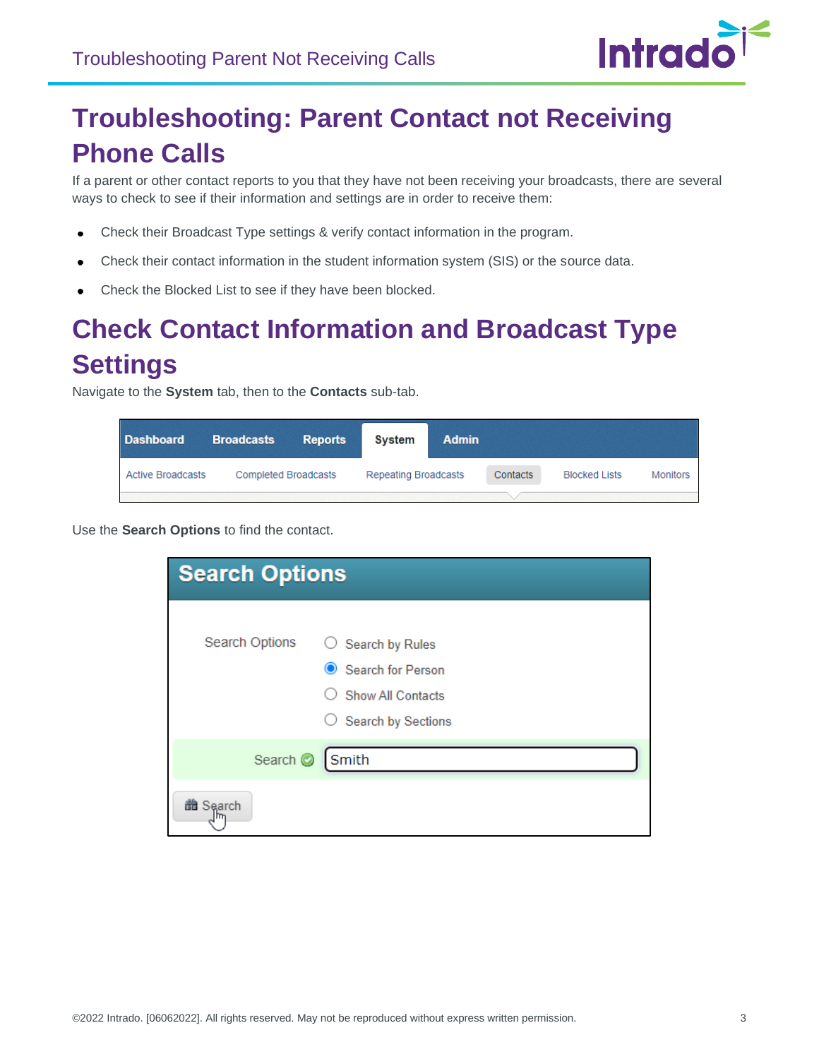# Troubleshooting: Parent Contact not Receiving Phone Calls

If a parent or other contact reports to you that they have not been receiving your broadcasts, there are several ways to check to see if their information and settings are in order to receive them:

- Check their Broadcast Type settings & verify contact information in the program.
- Check their contact information in the student information system (SIS) or the source data.
- Check the Blocked List to see if they have been blocked.

# Check Contact Information and Broadcast Type Settings

Navigate to the **System** tab, then to the **Contacts** sub-tab.

Use the **Search Options** to find the contact.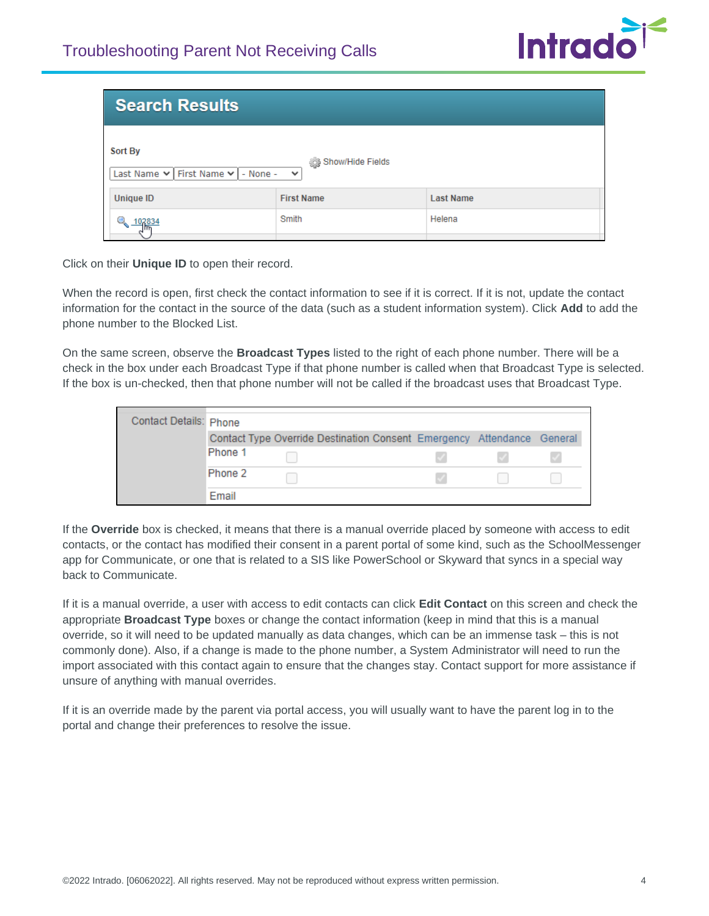| Unique ID | First Name | Last Name |
| --- | --- | --- |
| 102834 | Smith | Helena |

Click on their **Unique ID** to open their record.

When the record is open, first check the contact information to see if it is correct. If it is not, update the contact information for the contact in the source of the data (such as a student information system). Click **Add** to add the phone number to the Blocked List.

On the same screen, observe the **Broadcast Types** listed to the right of each phone number. There will be a check in the box under each Broadcast Type if that phone number is called when that Broadcast Type is selected. If the box is un-checked, then that phone number will not be called if the broadcast uses that Broadcast Type.

| Contact Type | Override | Destination Consent | Emergency | Attendance | General |
| --- | --- | --- | --- | --- | --- |
| Phone 1 | ☐ | | ☑ | ☑ | ☑ |
| Phone 2 | ☐ | | ☑ | ☐ | ☐ |

If the **Override** box is checked, it means that there is a manual override placed by someone with access to edit contacts, or the contact has modified their consent in a parent portal of some kind, such as the SchoolMessenger app for Communicate, or one that is related to a SIS like PowerSchool or Skyward that syncs in a special way back to Communicate.

If it is a manual override, a user with access to edit contacts can click **Edit Contact** on this screen and check the appropriate **Broadcast Type** boxes or change the contact information (keep in mind that this is a manual override, so it will need to be updated manually as data changes, which can be an immense task – this is not commonly done). Also, if a change is made to the phone number, a System Administrator will need to run the import associated with this contact again to ensure that the changes stay. Contact support for more assistance if unsure of anything with manual overrides.

If it is an override made by the parent via portal access, you will usually want to have the parent log in to the portal and change their preferences to resolve the issue.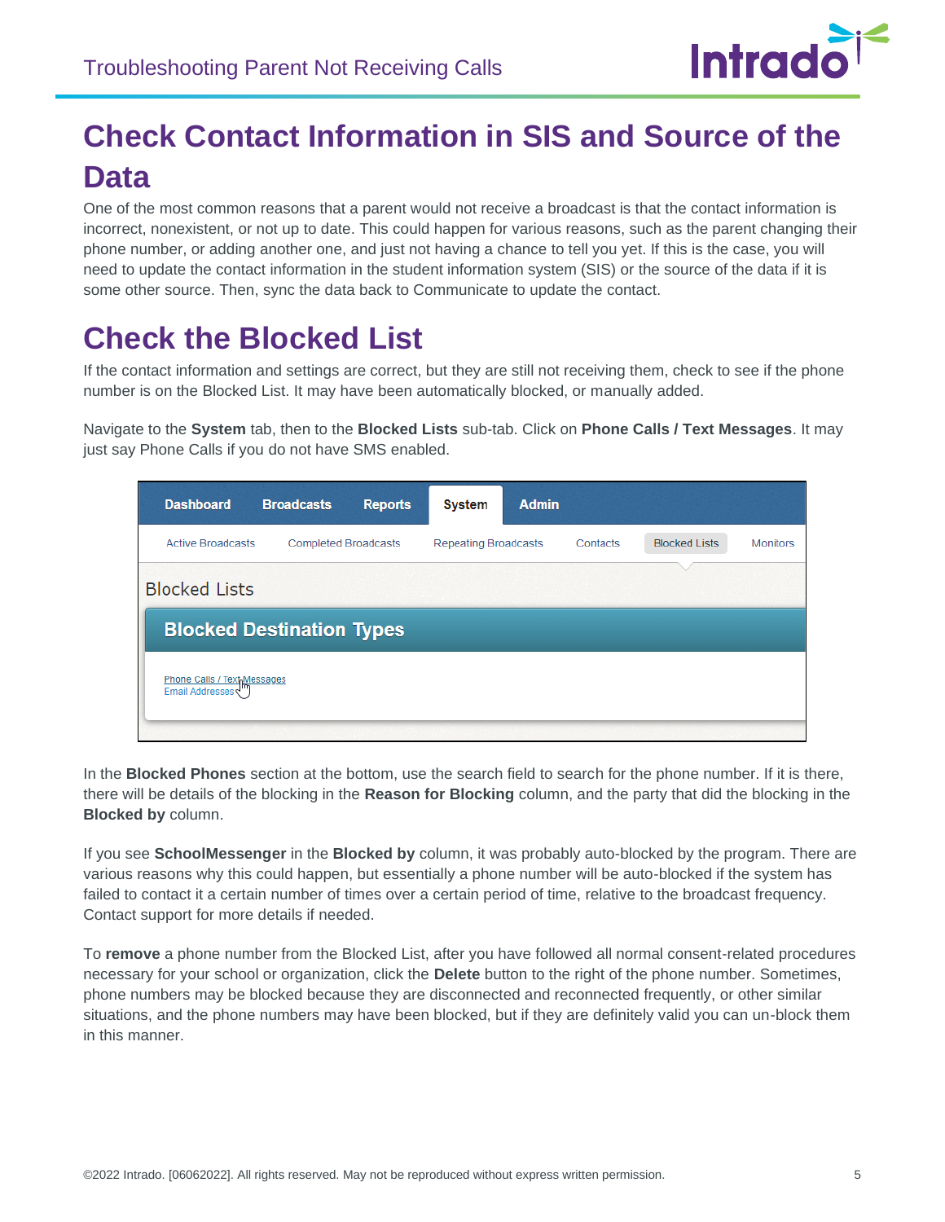# Check Contact Information in SIS and Source of the Data

One of the most common reasons that a parent would not receive a broadcast is that the contact information is incorrect, nonexistent, or not up to date. This could happen for various reasons, such as the parent changing their phone number, or adding another one, and just not having a chance to tell you yet. If this is the case, you will need to update the contact information in the student information system (SIS) or the source of the data if it is some other source. Then, sync the data back to Communicate to update the contact.

# Check the Blocked List

If the contact information and settings are correct, but they are still not receiving them, check to see if the phone number is on the Blocked List. It may have been automatically blocked, or manually added.

Navigate to the **System** tab, then to the **Blocked Lists** sub-tab. Click on **Phone Calls / Text Messages**. It may just say Phone Calls if you do not have SMS enabled.

In the **Blocked Phones** section at the bottom, use the search field to search for the phone number. If it is there, there will be details of the blocking in the **Reason for Blocking** column, and the party that did the blocking in the **Blocked by** column.

If you see **SchoolMessenger** in the **Blocked by** column, it was probably auto-blocked by the program. There are various reasons why this could happen, but essentially a phone number will be auto-blocked if the system has failed to contact it a certain number of times over a certain period of time, relative to the broadcast frequency. Contact support for more details if needed.

To **remove** a phone number from the Blocked List, after you have followed all normal consent-related procedures necessary for your school or organization, click the **Delete** button to the right of the phone number. Sometimes, phone numbers may be blocked because they are disconnected and reconnected frequently, or other similar situations, and the phone numbers may have been blocked, but if they are definitely valid you can un-block them in this manner.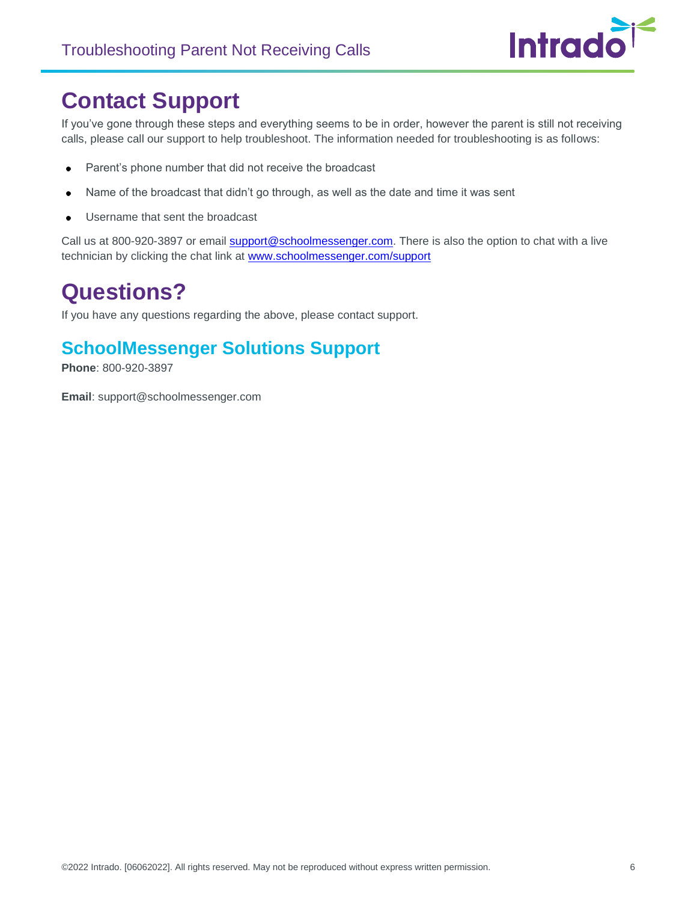# Contact Support

If you've gone through these steps and everything seems to be in order, however the parent is still not receiving calls, please call our support to help troubleshoot. The information needed for troubleshooting is as follows:

- Parent's phone number that did not receive the broadcast
- Name of the broadcast that didn't go through, as well as the date and time it was sent
- Username that sent the broadcast

Call us at 800-920-3897 or email support@schoolmessenger.com. There is also the option to chat with a live technician by clicking the chat link at www.schoolmessenger.com/support

# Questions?

If you have any questions regarding the above, please contact support.

## SchoolMessenger Solutions Support

**Phone**: 800-920-3897

**Email**: support@schoolmessenger.com